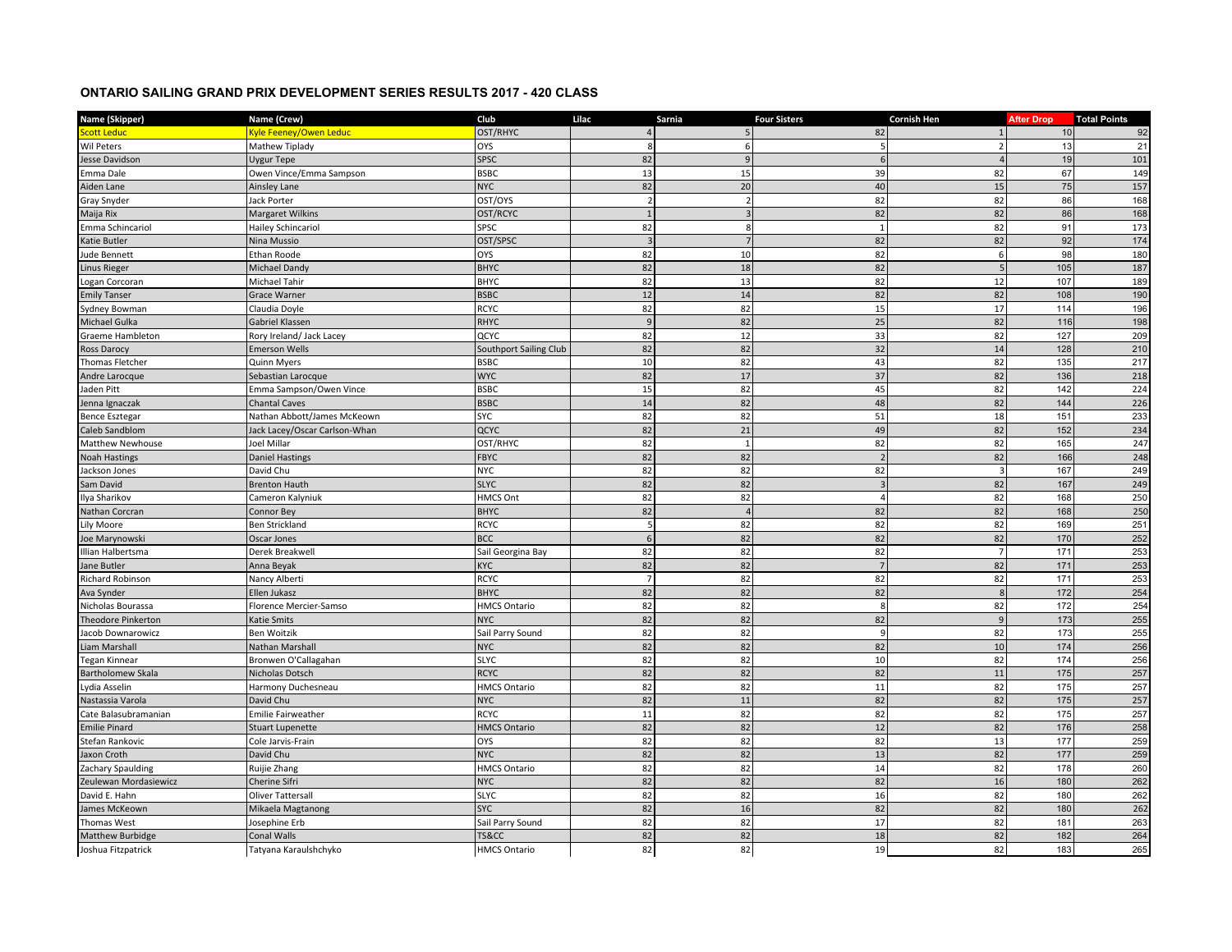## ONTARIO SAILING GRAND PRIX DEVELOPMENT SERIES RESULTS 2017 - 420 CLASS

| Name (Skipper) | Name (Crew) | Club | Lilac | Sarnia | Four Sisters | Cornish Hen | After Drop | Total Points |
|---|---|---|---|---|---|---|---|---|
| Scott Leduc | Kyle Feeney/Owen Leduc | OST/RHYC | 4 | 5 | 82 | 1 | 10 | 92 |
| Wil Peters | Mathew Tiplady | OYS | 8 | 6 | 5 | 2 | 13 | 21 |
| Jesse Davidson | Uygur Tepe | SPSC | 82 | 9 | 6 | 4 | 19 | 101 |
| Emma Dale | Owen Vince/Emma Sampson | BSBC | 13 | 15 | 39 | 82 | 67 | 149 |
| Aiden Lane | Ainsley Lane | NYC | 82 | 20 | 40 | 15 | 75 | 157 |
| Gray Snyder | Jack Porter | OST/OYS | 2 | 2 | 82 | 82 | 86 | 168 |
| Maija Rix | Margaret Wilkins | OST/RCYC | 1 | 3 | 82 | 82 | 86 | 168 |
| Emma Schincariol | Hailey Schincariol | SPSC | 82 | 8 | 1 | 82 | 91 | 173 |
| Katie Butler | Nina Mussio | OST/SPSC | 3 | 7 | 82 | 82 | 92 | 174 |
| Jude Bennett | Ethan Roode | OYS | 82 | 10 | 82 | 6 | 98 | 180 |
| Linus Rieger | Michael Dandy | BHYC | 82 | 18 | 82 | 5 | 105 | 187 |
| Logan Corcoran | Michael Tahir | BHYC | 82 | 13 | 82 | 12 | 107 | 189 |
| Emily Tanser | Grace Warner | BSBC | 12 | 14 | 82 | 82 | 108 | 190 |
| Sydney Bowman | Claudia Doyle | RCYC | 82 | 82 | 15 | 17 | 114 | 196 |
| Michael Gulka | Gabriel Klassen | RHYC | 9 | 82 | 25 | 82 | 116 | 198 |
| Graeme Hambleton | Rory Ireland/ Jack Lacey | QCYC | 82 | 12 | 33 | 82 | 127 | 209 |
| Ross Darocy | Emerson Wells | Southport Sailing Club | 82 | 82 | 32 | 14 | 128 | 210 |
| Thomas Fletcher | Quinn Myers | BSBC | 10 | 82 | 43 | 82 | 135 | 217 |
| Andre Larocque | Sebastian Larocque | WYC | 82 | 17 | 37 | 82 | 136 | 218 |
| Jaden Pitt | Emma Sampson/Owen Vince | BSBC | 15 | 82 | 45 | 82 | 142 | 224 |
| Jenna Ignaczak | Chantal Caves | BSBC | 14 | 82 | 48 | 82 | 144 | 226 |
| Bence Esztegar | Nathan Abbott/James McKeown | SYC | 82 | 82 | 51 | 18 | 151 | 233 |
| Caleb Sandblom | Jack Lacey/Oscar Carlson-Whan | QCYC | 82 | 21 | 49 | 82 | 152 | 234 |
| Matthew Newhouse | Joel Millar | OST/RHYC | 82 | 1 | 82 | 82 | 165 | 247 |
| Noah Hastings | Daniel Hastings | FBYC | 82 | 82 | 2 | 82 | 166 | 248 |
| Jackson Jones | David Chu | NYC | 82 | 82 | 82 | 3 | 167 | 249 |
| Sam David | Brenton Hauth | SLYC | 82 | 82 | 3 | 82 | 167 | 249 |
| Ilya Sharikov | Cameron Kalyniuk | HMCS Ont | 82 | 82 | 4 | 82 | 168 | 250 |
| Nathan Corcran | Connor Bey | BHYC | 82 | 4 | 82 | 82 | 168 | 250 |
| Lily Moore | Ben Strickland | RCYC | 5 | 82 | 82 | 82 | 169 | 251 |
| Joe Marynowski | Oscar Jones | BCC | 6 | 82 | 82 | 82 | 170 | 252 |
| Illian Halbertsma | Derek Breakwell | Sail Georgina Bay | 82 | 82 | 82 | 7 | 171 | 253 |
| Jane Butler | Anna Beyak | KYC | 82 | 82 | 7 | 82 | 171 | 253 |
| Richard Robinson | Nancy Alberti | RCYC | 7 | 82 | 82 | 82 | 171 | 253 |
| Ava Synder | Ellen Jukasz | BHYC | 82 | 82 | 82 | 8 | 172 | 254 |
| Nicholas Bourassa | Florence Mercier-Samso | HMCS Ontario | 82 | 82 | 8 | 82 | 172 | 254 |
| Theodore Pinkerton | Katie Smits | NYC | 82 | 82 | 82 | 9 | 173 | 255 |
| Jacob Downarowicz | Ben Woitzik | Sail Parry Sound | 82 | 82 | 9 | 82 | 173 | 255 |
| Liam Marshall | Nathan Marshall | NYC | 82 | 82 | 82 | 10 | 174 | 256 |
| Tegan Kinnear | Bronwen O'Callagahan | SLYC | 82 | 82 | 10 | 82 | 174 | 256 |
| Bartholomew Skala | Nicholas Dotsch | RCYC | 82 | 82 | 82 | 11 | 175 | 257 |
| Lydia Asselin | Harmony Duchesneau | HMCS Ontario | 82 | 82 | 11 | 82 | 175 | 257 |
| Nastassia Varola | David Chu | NYC | 82 | 11 | 82 | 82 | 175 | 257 |
| Cate Balasubramanian | Emilie Fairweather | RCYC | 11 | 82 | 82 | 82 | 175 | 257 |
| Emilie Pinard | Stuart Lupenette | HMCS Ontario | 82 | 82 | 12 | 82 | 176 | 258 |
| Stefan Rankovic | Cole Jarvis-Frain | OYS | 82 | 82 | 82 | 13 | 177 | 259 |
| Jaxon Croth | David Chu | NYC | 82 | 82 | 13 | 82 | 177 | 259 |
| Zachary Spaulding | Ruijie Zhang | HMCS Ontario | 82 | 82 | 14 | 82 | 178 | 260 |
| Zeulewan Mordasiewicz | Cherine Sifri | NYC | 82 | 82 | 82 | 16 | 180 | 262 |
| David E. Hahn | Oliver Tattersall | SLYC | 82 | 82 | 16 | 82 | 180 | 262 |
| James McKeown | Mikaela Magtanong | SYC | 82 | 16 | 82 | 82 | 180 | 262 |
| Thomas West | Josephine Erb | Sail Parry Sound | 82 | 82 | 17 | 82 | 181 | 263 |
| Matthew Burbidge | Conal Walls | TS&CC | 82 | 82 | 18 | 82 | 182 | 264 |
| Joshua Fitzpatrick | Tatyana Karaulshchyko | HMCS Ontario | 82 | 82 | 19 | 82 | 183 | 265 |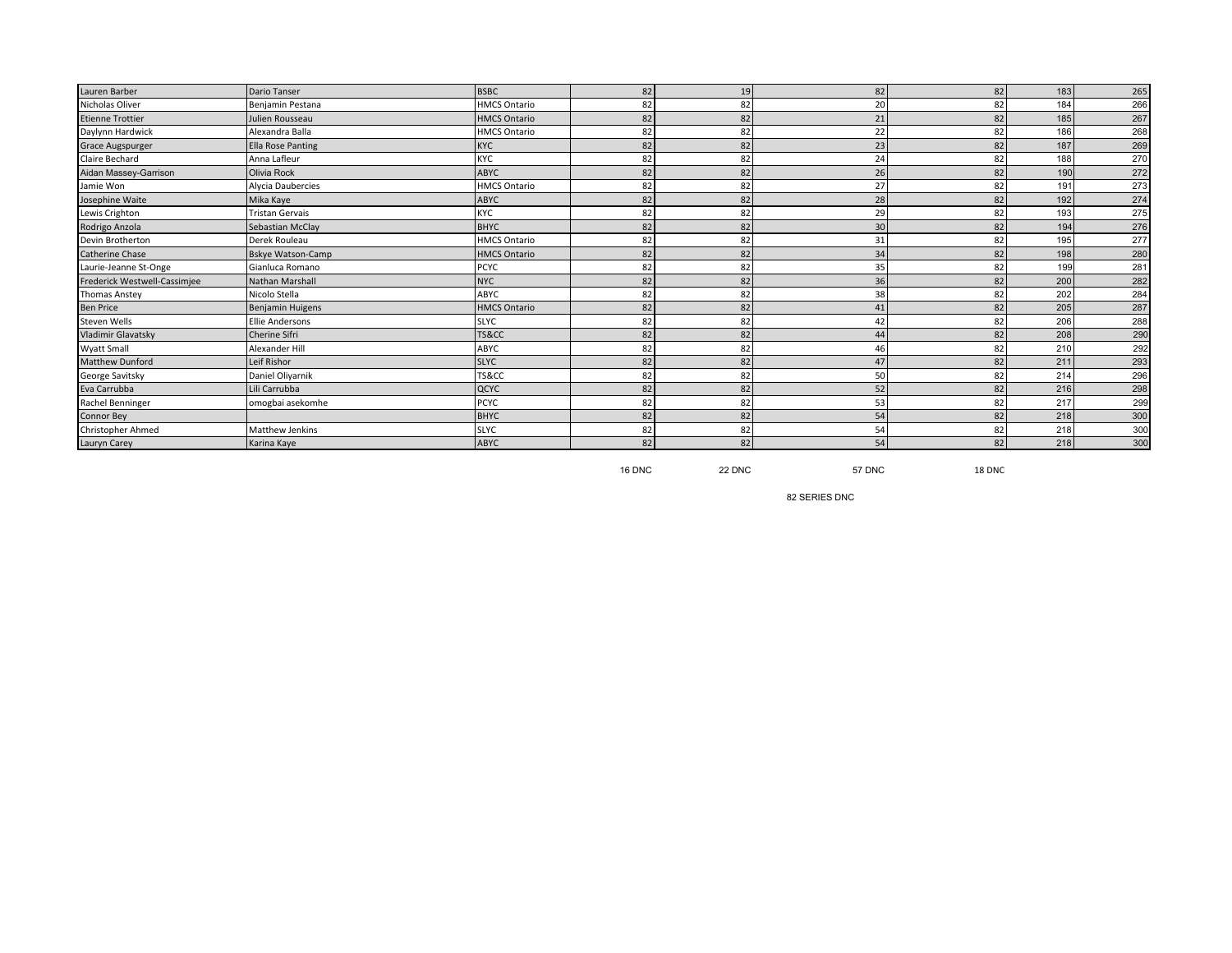| | | | | | | | | |
|---|---|---|---|---|---|---|---|---|
| Lauren Barber | Dario Tanser | BSBC | 82 | 19 | 82 | 82 | 183 | 265 |
| Nicholas Oliver | Benjamin Pestana | HMCS Ontario | 82 | 82 | 20 | 82 | 184 | 266 |
| Etienne Trottier | Julien Rousseau | HMCS Ontario | 82 | 82 | 21 | 82 | 185 | 267 |
| Daylynn Hardwick | Alexandra Balla | HMCS Ontario | 82 | 82 | 22 | 82 | 186 | 268 |
| Grace Augspurger | Ella Rose Panting | KYC | 82 | 82 | 23 | 82 | 187 | 269 |
| Claire Bechard | Anna Lafleur | KYC | 82 | 82 | 24 | 82 | 188 | 270 |
| Aidan Massey-Garrison | Olivia Rock | ABYC | 82 | 82 | 26 | 82 | 190 | 272 |
| Jamie Won | Alycia Daubercies | HMCS Ontario | 82 | 82 | 27 | 82 | 191 | 273 |
| Josephine Waite | Mika Kaye | ABYC | 82 | 82 | 28 | 82 | 192 | 274 |
| Lewis Crighton | Tristan Gervais | KYC | 82 | 82 | 29 | 82 | 193 | 275 |
| Rodrigo Anzola | Sebastian McClay | BHYC | 82 | 82 | 30 | 82 | 194 | 276 |
| Devin Brotherton | Derek Rouleau | HMCS Ontario | 82 | 82 | 31 | 82 | 195 | 277 |
| Catherine Chase | Bskye Watson-Camp | HMCS Ontario | 82 | 82 | 34 | 82 | 198 | 280 |
| Laurie-Jeanne St-Onge | Gianluca Romano | PCYC | 82 | 82 | 35 | 82 | 199 | 281 |
| Frederick Westwell-Cassimjee | Nathan Marshall | NYC | 82 | 82 | 36 | 82 | 200 | 282 |
| Thomas Anstey | Nicolo Stella | ABYC | 82 | 82 | 38 | 82 | 202 | 284 |
| Ben Price | Benjamin Huigens | HMCS Ontario | 82 | 82 | 41 | 82 | 205 | 287 |
| Steven Wells | Ellie Andersons | SLYC | 82 | 82 | 42 | 82 | 206 | 288 |
| Vladimir Glavatsky | Cherine Sifri | TS&CC | 82 | 82 | 44 | 82 | 208 | 290 |
| Wyatt Small | Alexander Hill | ABYC | 82 | 82 | 46 | 82 | 210 | 292 |
| Matthew Dunford | Leif Rishor | SLYC | 82 | 82 | 47 | 82 | 211 | 293 |
| George Savitsky | Daniel Oliyarnik | TS&CC | 82 | 82 | 50 | 82 | 214 | 296 |
| Eva Carrubba | Lili Carrubba | QCYC | 82 | 82 | 52 | 82 | 216 | 298 |
| Rachel Benninger | omogbai asekomhe | PCYC | 82 | 82 | 53 | 82 | 217 | 299 |
| Connor Bey | | BHYC | 82 | 82 | 54 | 82 | 218 | 300 |
| Christopher Ahmed | Matthew Jenkins | SLYC | 82 | 82 | 54 | 82 | 218 | 300 |
| Lauryn Carey | Karina Kaye | ABYC | 82 | 82 | 54 | 82 | 218 | 300 |
| | | | 16 DNC | 22 DNC | 57 DNC | 18 DNC | | |

82 SERIES DNC